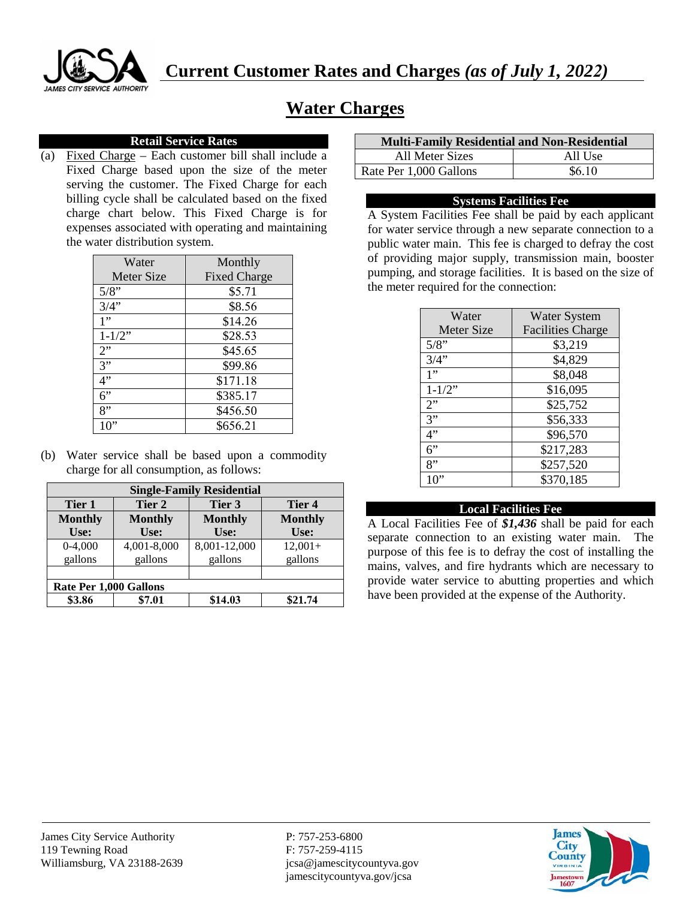# Current Customer Rates and Charges *(as of July 1, 2022)*

## Water Charges

### Retail Service Rates

(a) Fixed Charge – Each customer bill shall include a Fixed Charge based upon the size of the meter serving the customer. The Fixed Charge for each billing cycle shall be calculated based on the fixed charge chart below. This Fixed Charge is for expenses associated with operating and maintaining the water distribution system.

| Water Meter Size | Monthly Fixed Charge |
|---|---|
| 5/8” | $5.71 |
| 3/4” | $8.56 |
| 1” | $14.26 |
| 1-1/2” | $28.53 |
| 2” | $45.65 |
| 3” | $99.86 |
| 4” | $171.18 |
| 6” | $385.17 |
| 8” | $456.50 |
| 10” | $656.21 |

(b) Water service shall be based upon a commodity charge for all consumption, as follows:

| **Single-Family Residential** | | | |
|---|---|---|---|
| **Tier 1** | **Tier 2** | **Tier 3** | **Tier 4** |
| **Monthly Use:** | **Monthly Use:** | **Monthly Use:** | **Monthly Use:** |
| 0-4,000 gallons | 4,001-8,000 gallons | 8,001-12,000 gallons | 12,001+ gallons |
| | | | |
| **Rate Per 1,000 Gallons** | | | |
| **$3.86** | **$7.01** | **$14.03** | **$21.74** |

| **Multi-Family Residential and Non-Residential** | |
|---|---|
| All Meter Sizes | All Use |
| Rate Per 1,000 Gallons | $6.10 |

### Systems Facilities Fee

A System Facilities Fee shall be paid by each applicant for water service through a new separate connection to a public water main. This fee is charged to defray the cost of providing major supply, transmission main, booster pumping, and storage facilities. It is based on the size of the meter required for the connection:

| Water Meter Size | Water System Facilities Charge |
|---|---|
| 5/8” | $3,219 |
| 3/4” | $4,829 |
| 1” | $8,048 |
| 1-1/2” | $16,095 |
| 2” | $25,752 |
| 3” | $56,333 |
| 4” | $96,570 |
| 6” | $217,283 |
| 8” | $257,520 |
| 10” | $370,185 |

### Local Facilities Fee

A Local Facilities Fee of ***$1,436*** shall be paid for each separate connection to an existing water main. The purpose of this fee is to defray the cost of installing the mains, valves, and fire hydrants which are necessary to provide water service to abutting properties and which have been provided at the expense of the Authority.

James City Service Authority
119 Tewning Road
Williamsburg, VA 23188-2639

P: 757-253-6800
F: 757-259-4115
jcsa@jamescitycountyva.gov
jamescitycountyva.gov/jcsa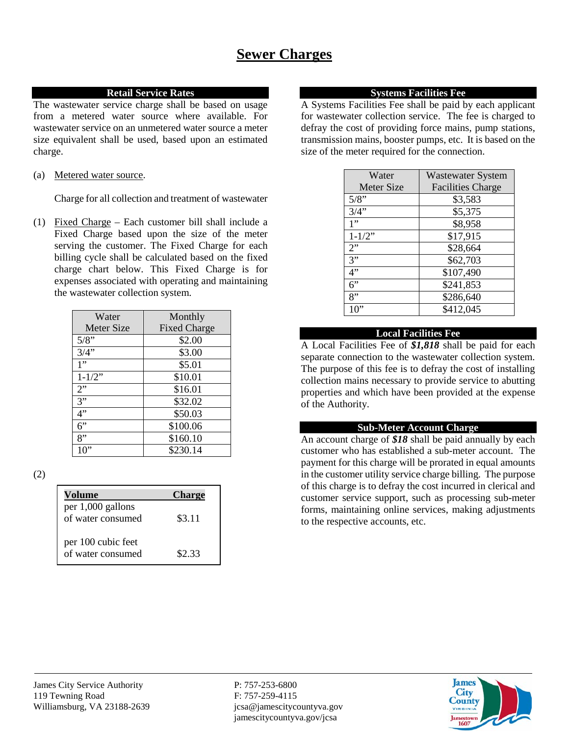# Sewer Charges

## Retail Service Rates

The wastewater service charge shall be based on usage from a metered water source where available. For wastewater service on an unmetered water source a meter size equivalent shall be used, based upon an estimated charge.

(a) Metered water source.

Charge for all collection and treatment of wastewater

(1) Fixed Charge – Each customer bill shall include a Fixed Charge based upon the size of the meter serving the customer. The Fixed Charge for each billing cycle shall be calculated based on the fixed charge chart below. This Fixed Charge is for expenses associated with operating and maintaining the wastewater collection system.

| Water Meter Size | Monthly Fixed Charge |
|---|---|
| 5/8" | $2.00 |
| 3/4" | $3.00 |
| 1" | $5.01 |
| 1-1/2" | $10.01 |
| 2" | $16.01 |
| 3" | $32.02 |
| 4" | $50.03 |
| 6" | $100.06 |
| 8" | $160.10 |
| 10" | $230.14 |

(2)

| Volume | Charge |
|---|---|
| per 1,000 gallons of water consumed | $3.11 |
| per 100 cubic feet of water consumed | $2.33 |

## Systems Facilities Fee

A Systems Facilities Fee shall be paid by each applicant for wastewater collection service. The fee is charged to defray the cost of providing force mains, pump stations, transmission mains, booster pumps, etc. It is based on the size of the meter required for the connection.

| Water Meter Size | Wastewater System Facilities Charge |
|---|---|
| 5/8" | $3,583 |
| 3/4" | $5,375 |
| 1" | $8,958 |
| 1-1/2" | $17,915 |
| 2" | $28,664 |
| 3" | $62,703 |
| 4" | $107,490 |
| 6" | $241,853 |
| 8" | $286,640 |
| 10" | $412,045 |

## Local Facilities Fee

A Local Facilities Fee of ***$1,818*** shall be paid for each separate connection to the wastewater collection system. The purpose of this fee is to defray the cost of installing collection mains necessary to provide service to abutting properties and which have been provided at the expense of the Authority.

## Sub-Meter Account Charge

An account charge of ***$18*** shall be paid annually by each customer who has established a sub-meter account. The payment for this charge will be prorated in equal amounts in the customer utility service charge billing. The purpose of this charge is to defray the cost incurred in clerical and customer service support, such as processing sub-meter forms, maintaining online services, making adjustments to the respective accounts, etc.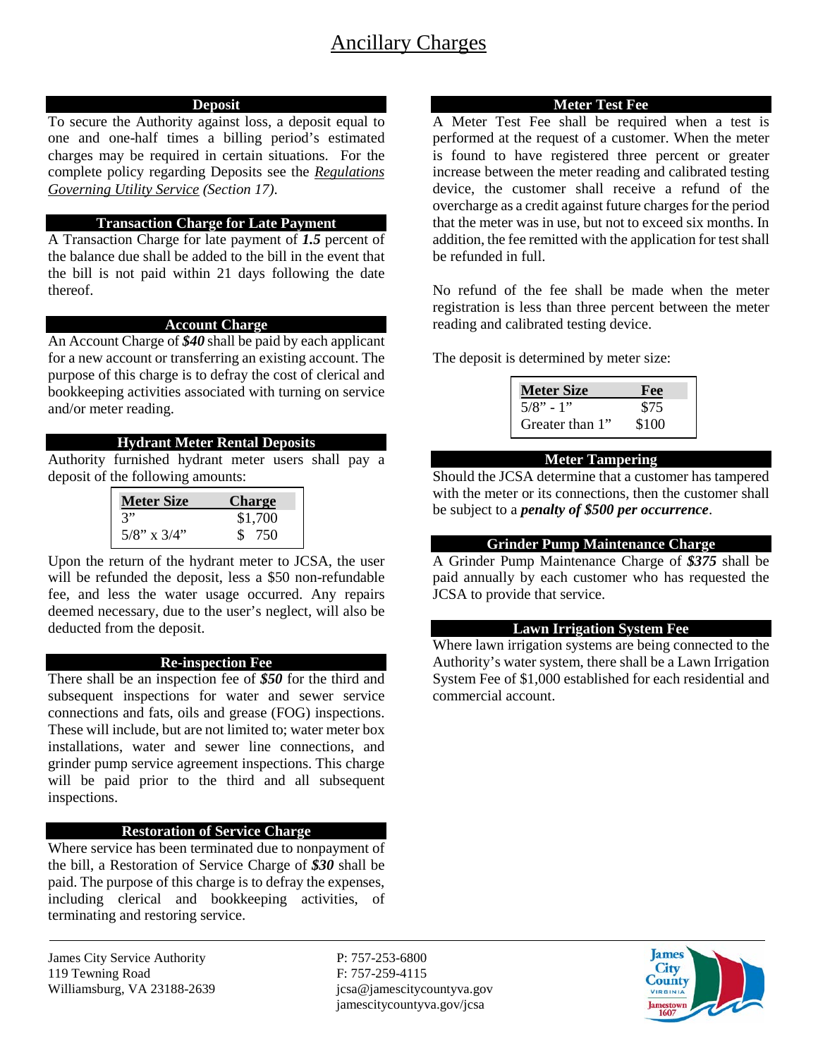# Ancillary Charges

## Deposit

To secure the Authority against loss, a deposit equal to one and one-half times a billing period's estimated charges may be required in certain situations. For the complete policy regarding Deposits see the *Regulations Governing Utility Service* *(Section 17)*.

## Transaction Charge for Late Payment

A Transaction Charge for late payment of ***1.5*** percent of the balance due shall be added to the bill in the event that the bill is not paid within 21 days following the date thereof.

## Account Charge

An Account Charge of ***$40*** shall be paid by each applicant for a new account or transferring an existing account. The purpose of this charge is to defray the cost of clerical and bookkeeping activities associated with turning on service and/or meter reading.

## Hydrant Meter Rental Deposits

Authority furnished hydrant meter users shall pay a deposit of the following amounts:

| Meter Size | Charge |
|---|---|
| 3" | $1,700 |
| 5/8" x 3/4" | $ 750 |

Upon the return of the hydrant meter to JCSA, the user will be refunded the deposit, less a $50 non-refundable fee, and less the water usage occurred. Any repairs deemed necessary, due to the user's neglect, will also be deducted from the deposit.

## Re-inspection Fee

There shall be an inspection fee of ***$50*** for the third and subsequent inspections for water and sewer service connections and fats, oils and grease (FOG) inspections. These will include, but are not limited to; water meter box installations, water and sewer line connections, and grinder pump service agreement inspections. This charge will be paid prior to the third and all subsequent inspections.

## Restoration of Service Charge

Where service has been terminated due to nonpayment of the bill, a Restoration of Service Charge of ***$30*** shall be paid. The purpose of this charge is to defray the expenses, including clerical and bookkeeping activities, of terminating and restoring service.

## Meter Test Fee

A Meter Test Fee shall be required when a test is performed at the request of a customer. When the meter is found to have registered three percent or greater increase between the meter reading and calibrated testing device, the customer shall receive a refund of the overcharge as a credit against future charges for the period that the meter was in use, but not to exceed six months. In addition, the fee remitted with the application for test shall be refunded in full.

No refund of the fee shall be made when the meter registration is less than three percent between the meter reading and calibrated testing device.

The deposit is determined by meter size:

| Meter Size | Fee |
|---|---|
| 5/8" - 1" | $75 |
| Greater than 1" | $100 |

## Meter Tampering

Should the JCSA determine that a customer has tampered with the meter or its connections, then the customer shall be subject to a ***penalty of $500 per occurrence***.

## Grinder Pump Maintenance Charge

A Grinder Pump Maintenance Charge of ***$375*** shall be paid annually by each customer who has requested the JCSA to provide that service.

## Lawn Irrigation System Fee

Where lawn irrigation systems are being connected to the Authority's water system, there shall be a Lawn Irrigation System Fee of $1,000 established for each residential and commercial account.

James City Service Authority
119 Tewning Road
Williamsburg, VA 23188-2639

P: 757-253-6800
F: 757-259-4115
jcsa@jamescitycountyva.gov
jamescitycountyva.gov/jcsa